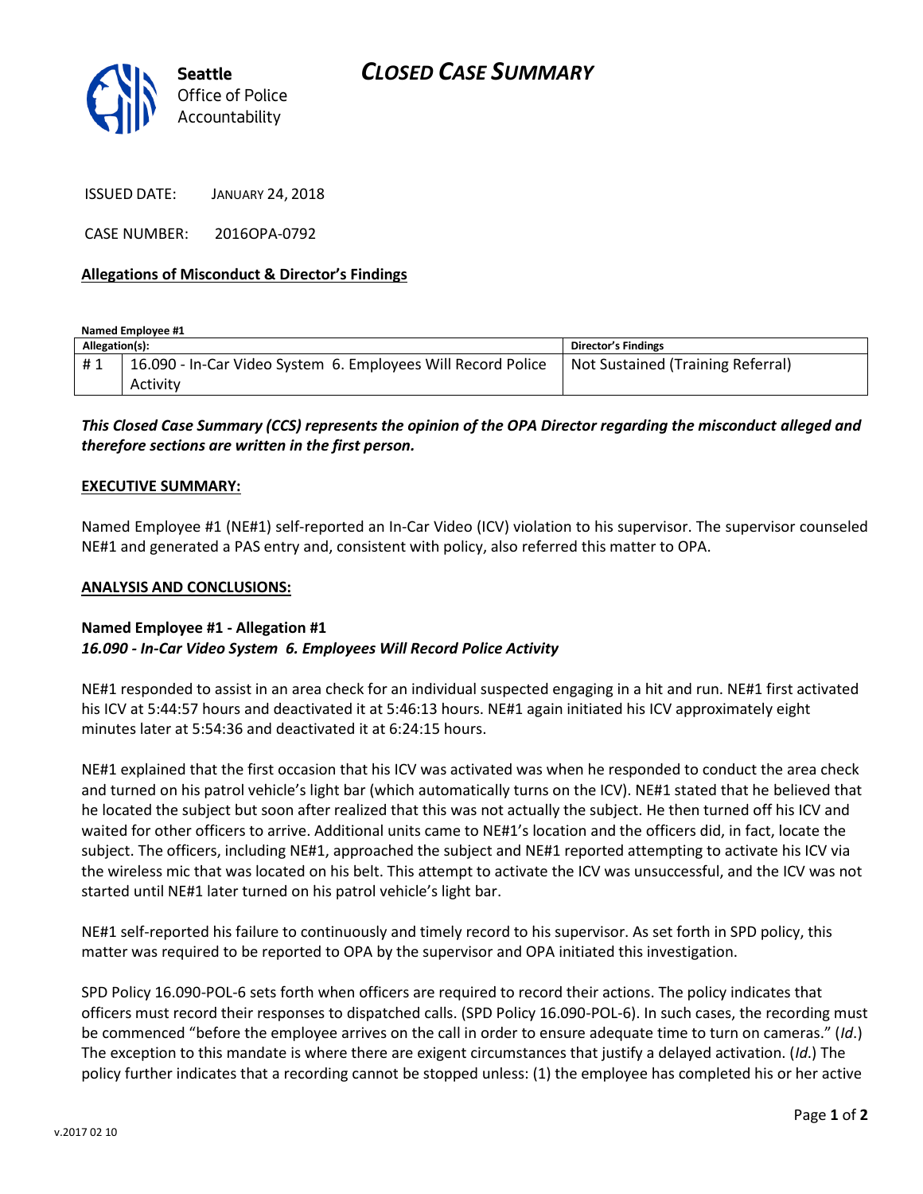**Seattle** Office of Police Accountability

# CLOSED CASE SUMMARY

ISSUED DATE: JANUARY 24, 2018

CASE NUMBER: 2016OPA-0792

**Allegations of Misconduct & Director's Findings**

**Named Employee #1**

| Allegation(s): | | Director's Findings |
|---|---|---|
| # 1 | 16.090 - In-Car Video System 6. Employees Will Record Police Activity | Not Sustained (Training Referral) |

***This Closed Case Summary (CCS) represents the opinion of the OPA Director regarding the misconduct alleged and therefore sections are written in the first person.***

**EXECUTIVE SUMMARY:**

Named Employee #1 (NE#1) self-reported an In-Car Video (ICV) violation to his supervisor. The supervisor counseled NE#1 and generated a PAS entry and, consistent with policy, also referred this matter to OPA.

**ANALYSIS AND CONCLUSIONS:**

**Named Employee #1 - Allegation #1**
***16.090 - In-Car Video System 6. Employees Will Record Police Activity***

NE#1 responded to assist in an area check for an individual suspected engaging in a hit and run. NE#1 first activated his ICV at 5:44:57 hours and deactivated it at 5:46:13 hours. NE#1 again initiated his ICV approximately eight minutes later at 5:54:36 and deactivated it at 6:24:15 hours.

NE#1 explained that the first occasion that his ICV was activated was when he responded to conduct the area check and turned on his patrol vehicle's light bar (which automatically turns on the ICV). NE#1 stated that he believed that he located the subject but soon after realized that this was not actually the subject. He then turned off his ICV and waited for other officers to arrive. Additional units came to NE#1's location and the officers did, in fact, locate the subject. The officers, including NE#1, approached the subject and NE#1 reported attempting to activate his ICV via the wireless mic that was located on his belt. This attempt to activate the ICV was unsuccessful, and the ICV was not started until NE#1 later turned on his patrol vehicle's light bar.

NE#1 self-reported his failure to continuously and timely record to his supervisor. As set forth in SPD policy, this matter was required to be reported to OPA by the supervisor and OPA initiated this investigation.

SPD Policy 16.090-POL-6 sets forth when officers are required to record their actions. The policy indicates that officers must record their responses to dispatched calls. (SPD Policy 16.090-POL-6). In such cases, the recording must be commenced "before the employee arrives on the call in order to ensure adequate time to turn on cameras." (*Id.*) The exception to this mandate is where there are exigent circumstances that justify a delayed activation. (*Id.*) The policy further indicates that a recording cannot be stopped unless: (1) the employee has completed his or her active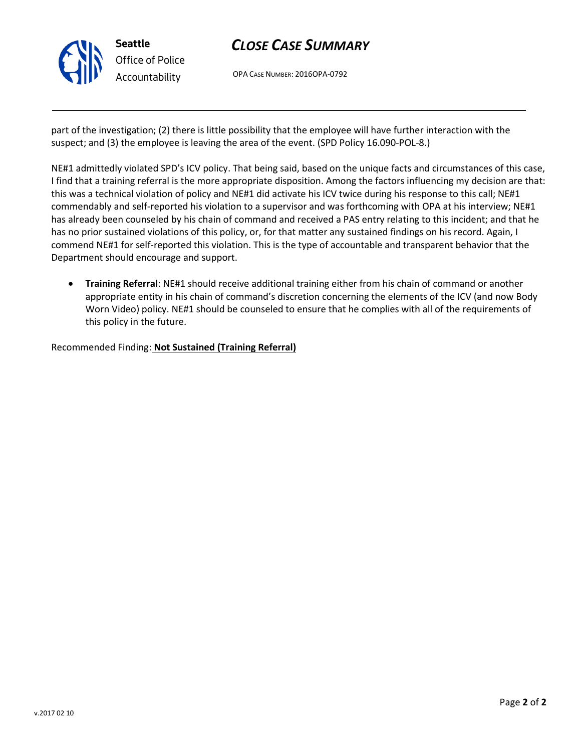part of the investigation; (2) there is little possibility that the employee will have further interaction with the suspect; and (3) the employee is leaving the area of the event. (SPD Policy 16.090-POL-8.)

NE#1 admittedly violated SPD's ICV policy. That being said, based on the unique facts and circumstances of this case, I find that a training referral is the more appropriate disposition. Among the factors influencing my decision are that: this was a technical violation of policy and NE#1 did activate his ICV twice during his response to this call; NE#1 commendably and self-reported his violation to a supervisor and was forthcoming with OPA at his interview; NE#1 has already been counseled by his chain of command and received a PAS entry relating to this incident; and that he has no prior sustained violations of this policy, or, for that matter any sustained findings on his record. Again, I commend NE#1 for self-reported this violation. This is the type of accountable and transparent behavior that the Department should encourage and support.

- **Training Referral**: NE#1 should receive additional training either from his chain of command or another appropriate entity in his chain of command's discretion concerning the elements of the ICV (and now Body Worn Video) policy. NE#1 should be counseled to ensure that he complies with all of the requirements of this policy in the future.

Recommended Finding: **Not Sustained (Training Referral)**